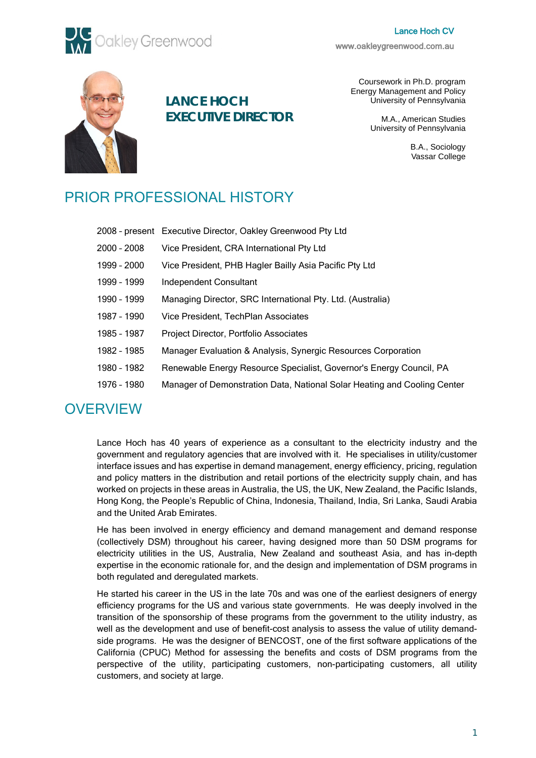# LANCE HOCH
## EXECUTIVE DIRECTOR

Coursework in Ph.D. program
Energy Management and Policy
University of Pennsylvania

M.A., American Studies
University of Pennsylvania

B.A., Sociology
Vassar College

## PRIOR PROFESSIONAL HISTORY

| | |
|---|---|
| 2008 – present | Executive Director, Oakley Greenwood Pty Ltd |
| 2000 – 2008 | Vice President, CRA International Pty Ltd |
| 1999 – 2000 | Vice President, PHB Hagler Bailly Asia Pacific Pty Ltd |
| 1999 – 1999 | Independent Consultant |
| 1990 – 1999 | Managing Director, SRC International Pty. Ltd. (Australia) |
| 1987 – 1990 | Vice President, TechPlan Associates |
| 1985 – 1987 | Project Director, Portfolio Associates |
| 1982 – 1985 | Manager Evaluation & Analysis, Synergic Resources Corporation |
| 1980 – 1982 | Renewable Energy Resource Specialist, Governor's Energy Council, PA |
| 1976 – 1980 | Manager of Demonstration Data, National Solar Heating and Cooling Center |

## OVERVIEW

Lance Hoch has 40 years of experience as a consultant to the electricity industry and the government and regulatory agencies that are involved with it. He specialises in utility/customer interface issues and has expertise in demand management, energy efficiency, pricing, regulation and policy matters in the distribution and retail portions of the electricity supply chain, and has worked on projects in these areas in Australia, the US, the UK, New Zealand, the Pacific Islands, Hong Kong, the People's Republic of China, Indonesia, Thailand, India, Sri Lanka, Saudi Arabia and the United Arab Emirates.

He has been involved in energy efficiency and demand management and demand response (collectively DSM) throughout his career, having designed more than 50 DSM programs for electricity utilities in the US, Australia, New Zealand and southeast Asia, and has in-depth expertise in the economic rationale for, and the design and implementation of DSM programs in both regulated and deregulated markets.

He started his career in the US in the late 70s and was one of the earliest designers of energy efficiency programs for the US and various state governments. He was deeply involved in the transition of the sponsorship of these programs from the government to the utility industry, as well as the development and use of benefit-cost analysis to assess the value of utility demand-side programs. He was the designer of BENCOST, one of the first software applications of the California (CPUC) Method for assessing the benefits and costs of DSM programs from the perspective of the utility, participating customers, non-participating customers, all utility customers, and society at large.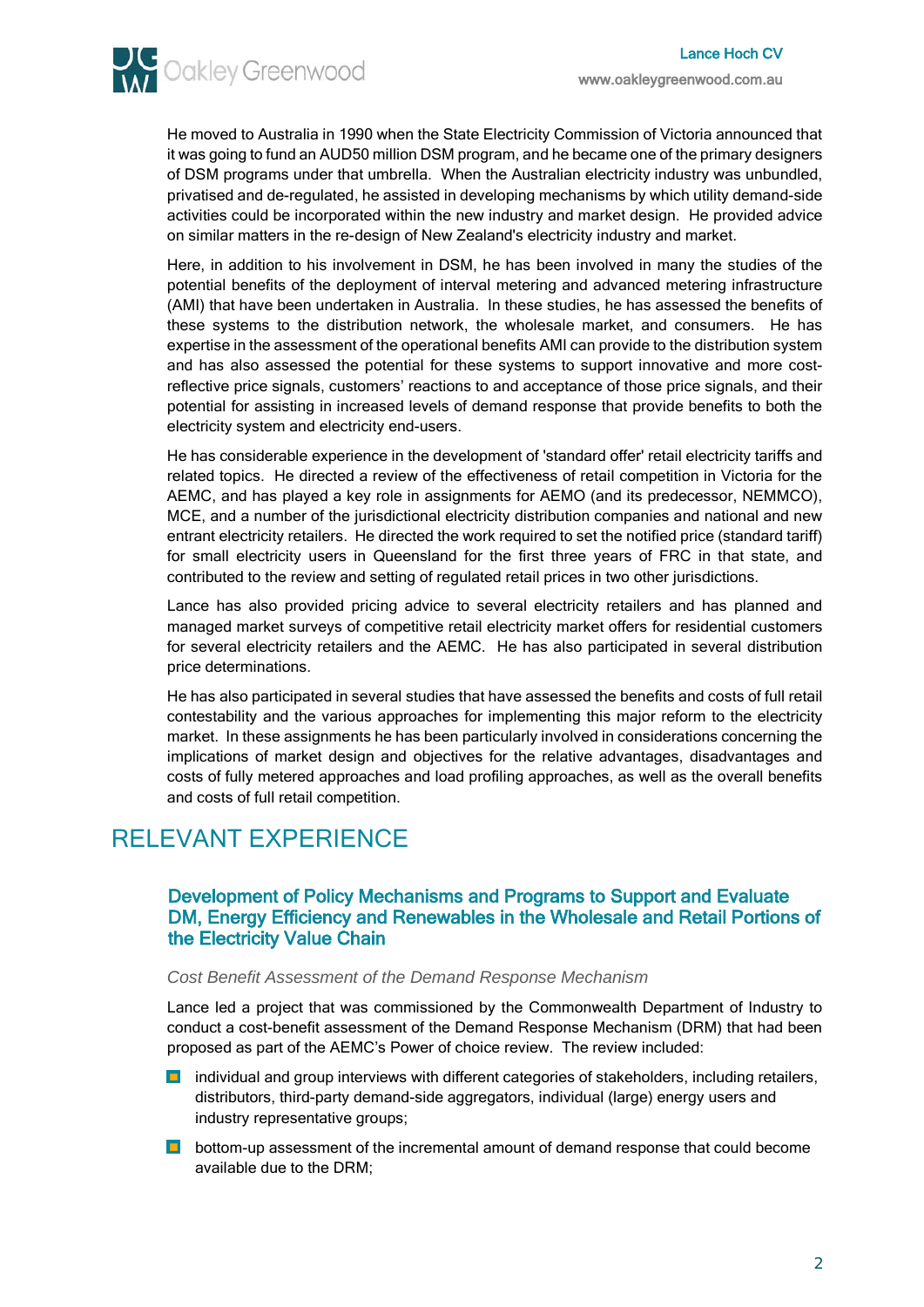He moved to Australia in 1990 when the State Electricity Commission of Victoria announced that it was going to fund an AUD50 million DSM program, and he became one of the primary designers of DSM programs under that umbrella. When the Australian electricity industry was unbundled, privatised and de-regulated, he assisted in developing mechanisms by which utility demand-side activities could be incorporated within the new industry and market design. He provided advice on similar matters in the re-design of New Zealand's electricity industry and market.

Here, in addition to his involvement in DSM, he has been involved in many the studies of the potential benefits of the deployment of interval metering and advanced metering infrastructure (AMI) that have been undertaken in Australia. In these studies, he has assessed the benefits of these systems to the distribution network, the wholesale market, and consumers. He has expertise in the assessment of the operational benefits AMI can provide to the distribution system and has also assessed the potential for these systems to support innovative and more cost-reflective price signals, customers' reactions to and acceptance of those price signals, and their potential for assisting in increased levels of demand response that provide benefits to both the electricity system and electricity end-users.

He has considerable experience in the development of 'standard offer' retail electricity tariffs and related topics. He directed a review of the effectiveness of retail competition in Victoria for the AEMC, and has played a key role in assignments for AEMO (and its predecessor, NEMMCO), MCE, and a number of the jurisdictional electricity distribution companies and national and new entrant electricity retailers. He directed the work required to set the notified price (standard tariff) for small electricity users in Queensland for the first three years of FRC in that state, and contributed to the review and setting of regulated retail prices in two other jurisdictions.

Lance has also provided pricing advice to several electricity retailers and has planned and managed market surveys of competitive retail electricity market offers for residential customers for several electricity retailers and the AEMC. He has also participated in several distribution price determinations.

He has also participated in several studies that have assessed the benefits and costs of full retail contestability and the various approaches for implementing this major reform to the electricity market. In these assignments he has been particularly involved in considerations concerning the implications of market design and objectives for the relative advantages, disadvantages and costs of fully metered approaches and load profiling approaches, as well as the overall benefits and costs of full retail competition.

# RELEVANT EXPERIENCE

## Development of Policy Mechanisms and Programs to Support and Evaluate DM, Energy Efficiency and Renewables in the Wholesale and Retail Portions of the Electricity Value Chain

*Cost Benefit Assessment of the Demand Response Mechanism*

Lance led a project that was commissioned by the Commonwealth Department of Industry to conduct a cost-benefit assessment of the Demand Response Mechanism (DRM) that had been proposed as part of the AEMC's Power of choice review. The review included:

- individual and group interviews with different categories of stakeholders, including retailers, distributors, third-party demand-side aggregators, individual (large) energy users and industry representative groups;
- bottom-up assessment of the incremental amount of demand response that could become available due to the DRM;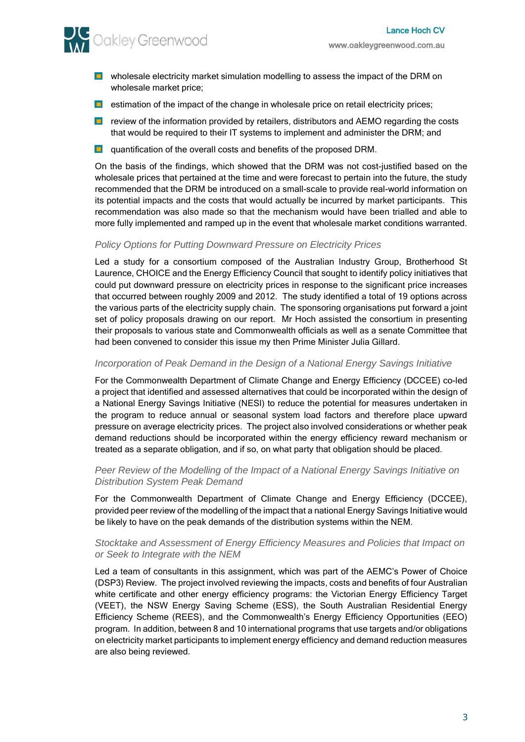- wholesale electricity market simulation modelling to assess the impact of the DRM on wholesale market price;
- estimation of the impact of the change in wholesale price on retail electricity prices;
- review of the information provided by retailers, distributors and AEMO regarding the costs that would be required to their IT systems to implement and administer the DRM; and
- quantification of the overall costs and benefits of the proposed DRM.

On the basis of the findings, which showed that the DRM was not cost-justified based on the wholesale prices that pertained at the time and were forecast to pertain into the future, the study recommended that the DRM be introduced on a small-scale to provide real-world information on its potential impacts and the costs that would actually be incurred by market participants. This recommendation was also made so that the mechanism would have been trialled and able to more fully implemented and ramped up in the event that wholesale market conditions warranted.

*Policy Options for Putting Downward Pressure on Electricity Prices*

Led a study for a consortium composed of the Australian Industry Group, Brotherhood St Laurence, CHOICE and the Energy Efficiency Council that sought to identify policy initiatives that could put downward pressure on electricity prices in response to the significant price increases that occurred between roughly 2009 and 2012. The study identified a total of 19 options across the various parts of the electricity supply chain. The sponsoring organisations put forward a joint set of policy proposals drawing on our report. Mr Hoch assisted the consortium in presenting their proposals to various state and Commonwealth officials as well as a senate Committee that had been convened to consider this issue my then Prime Minister Julia Gillard.

*Incorporation of Peak Demand in the Design of a National Energy Savings Initiative*

For the Commonwealth Department of Climate Change and Energy Efficiency (DCCEE) co-led a project that identified and assessed alternatives that could be incorporated within the design of a National Energy Savings Initiative (NESI) to reduce the potential for measures undertaken in the program to reduce annual or seasonal system load factors and therefore place upward pressure on average electricity prices. The project also involved considerations or whether peak demand reductions should be incorporated within the energy efficiency reward mechanism or treated as a separate obligation, and if so, on what party that obligation should be placed.

*Peer Review of the Modelling of the Impact of a National Energy Savings Initiative on Distribution System Peak Demand*

For the Commonwealth Department of Climate Change and Energy Efficiency (DCCEE), provided peer review of the modelling of the impact that a national Energy Savings Initiative would be likely to have on the peak demands of the distribution systems within the NEM.

*Stocktake and Assessment of Energy Efficiency Measures and Policies that Impact on or Seek to Integrate with the NEM*

Led a team of consultants in this assignment, which was part of the AEMC's Power of Choice (DSP3) Review. The project involved reviewing the impacts, costs and benefits of four Australian white certificate and other energy efficiency programs: the Victorian Energy Efficiency Target (VEET), the NSW Energy Saving Scheme (ESS), the South Australian Residential Energy Efficiency Scheme (REES), and the Commonwealth's Energy Efficiency Opportunities (EEO) program. In addition, between 8 and 10 international programs that use targets and/or obligations on electricity market participants to implement energy efficiency and demand reduction measures are also being reviewed.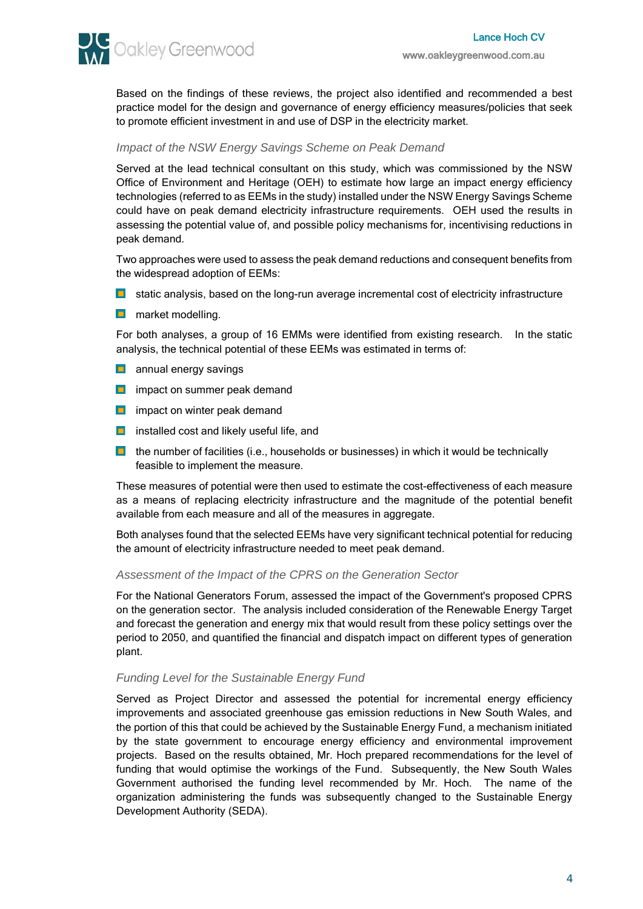Based on the findings of these reviews, the project also identified and recommended a best practice model for the design and governance of energy efficiency measures/policies that seek to promote efficient investment in and use of DSP in the electricity market.

### *Impact of the NSW Energy Savings Scheme on Peak Demand*

Served at the lead technical consultant on this study, which was commissioned by the NSW Office of Environment and Heritage (OEH) to estimate how large an impact energy efficiency technologies (referred to as EEMs in the study) installed under the NSW Energy Savings Scheme could have on peak demand electricity infrastructure requirements. OEH used the results in assessing the potential value of, and possible policy mechanisms for, incentivising reductions in peak demand.

Two approaches were used to assess the peak demand reductions and consequent benefits from the widespread adoption of EEMs:

- static analysis, based on the long-run average incremental cost of electricity infrastructure
- market modelling.

For both analyses, a group of 16 EMMs were identified from existing research. In the static analysis, the technical potential of these EEMs was estimated in terms of:

- annual energy savings
- impact on summer peak demand
- impact on winter peak demand
- installed cost and likely useful life, and
- the number of facilities (i.e., households or businesses) in which it would be technically feasible to implement the measure.

These measures of potential were then used to estimate the cost-effectiveness of each measure as a means of replacing electricity infrastructure and the magnitude of the potential benefit available from each measure and all of the measures in aggregate.

Both analyses found that the selected EEMs have very significant technical potential for reducing the amount of electricity infrastructure needed to meet peak demand.

### *Assessment of the Impact of the CPRS on the Generation Sector*

For the National Generators Forum, assessed the impact of the Government's proposed CPRS on the generation sector. The analysis included consideration of the Renewable Energy Target and forecast the generation and energy mix that would result from these policy settings over the period to 2050, and quantified the financial and dispatch impact on different types of generation plant.

### *Funding Level for the Sustainable Energy Fund*

Served as Project Director and assessed the potential for incremental energy efficiency improvements and associated greenhouse gas emission reductions in New South Wales, and the portion of this that could be achieved by the Sustainable Energy Fund, a mechanism initiated by the state government to encourage energy efficiency and environmental improvement projects. Based on the results obtained, Mr. Hoch prepared recommendations for the level of funding that would optimise the workings of the Fund. Subsequently, the New South Wales Government authorised the funding level recommended by Mr. Hoch. The name of the organization administering the funds was subsequently changed to the Sustainable Energy Development Authority (SEDA).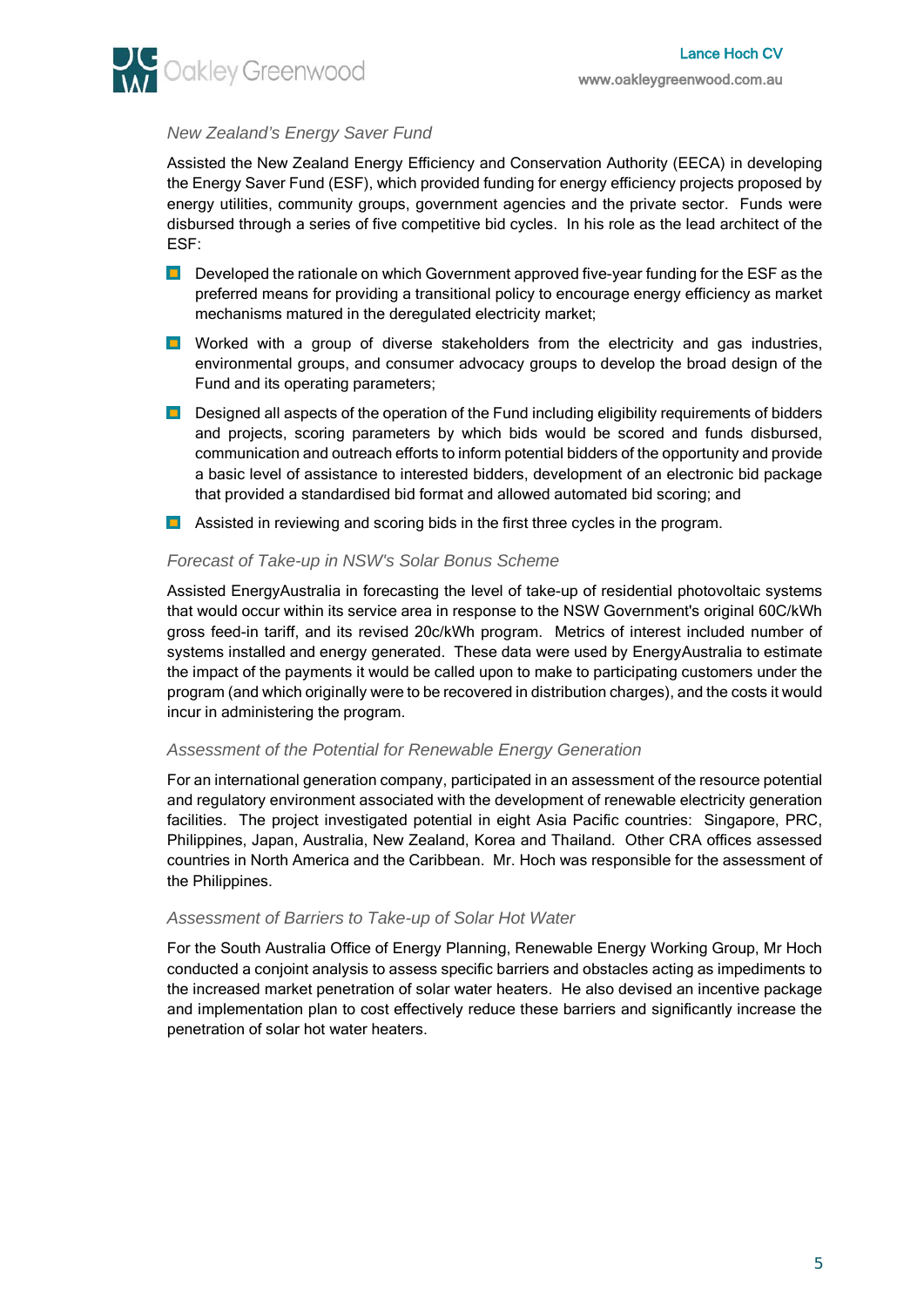### *New Zealand's Energy Saver Fund*

Assisted the New Zealand Energy Efficiency and Conservation Authority (EECA) in developing the Energy Saver Fund (ESF), which provided funding for energy efficiency projects proposed by energy utilities, community groups, government agencies and the private sector. Funds were disbursed through a series of five competitive bid cycles. In his role as the lead architect of the ESF:

- Developed the rationale on which Government approved five-year funding for the ESF as the preferred means for providing a transitional policy to encourage energy efficiency as market mechanisms matured in the deregulated electricity market;
- Worked with a group of diverse stakeholders from the electricity and gas industries, environmental groups, and consumer advocacy groups to develop the broad design of the Fund and its operating parameters;
- Designed all aspects of the operation of the Fund including eligibility requirements of bidders and projects, scoring parameters by which bids would be scored and funds disbursed, communication and outreach efforts to inform potential bidders of the opportunity and provide a basic level of assistance to interested bidders, development of an electronic bid package that provided a standardised bid format and allowed automated bid scoring; and
- Assisted in reviewing and scoring bids in the first three cycles in the program.

### *Forecast of Take-up in NSW's Solar Bonus Scheme*

Assisted EnergyAustralia in forecasting the level of take-up of residential photovoltaic systems that would occur within its service area in response to the NSW Government's original 60C/kWh gross feed-in tariff, and its revised 20c/kWh program. Metrics of interest included number of systems installed and energy generated. These data were used by EnergyAustralia to estimate the impact of the payments it would be called upon to make to participating customers under the program (and which originally were to be recovered in distribution charges), and the costs it would incur in administering the program.

### *Assessment of the Potential for Renewable Energy Generation*

For an international generation company, participated in an assessment of the resource potential and regulatory environment associated with the development of renewable electricity generation facilities. The project investigated potential in eight Asia Pacific countries: Singapore, PRC, Philippines, Japan, Australia, New Zealand, Korea and Thailand. Other CRA offices assessed countries in North America and the Caribbean. Mr. Hoch was responsible for the assessment of the Philippines.

### *Assessment of Barriers to Take-up of Solar Hot Water*

For the South Australia Office of Energy Planning, Renewable Energy Working Group, Mr Hoch conducted a conjoint analysis to assess specific barriers and obstacles acting as impediments to the increased market penetration of solar water heaters. He also devised an incentive package and implementation plan to cost effectively reduce these barriers and significantly increase the penetration of solar hot water heaters.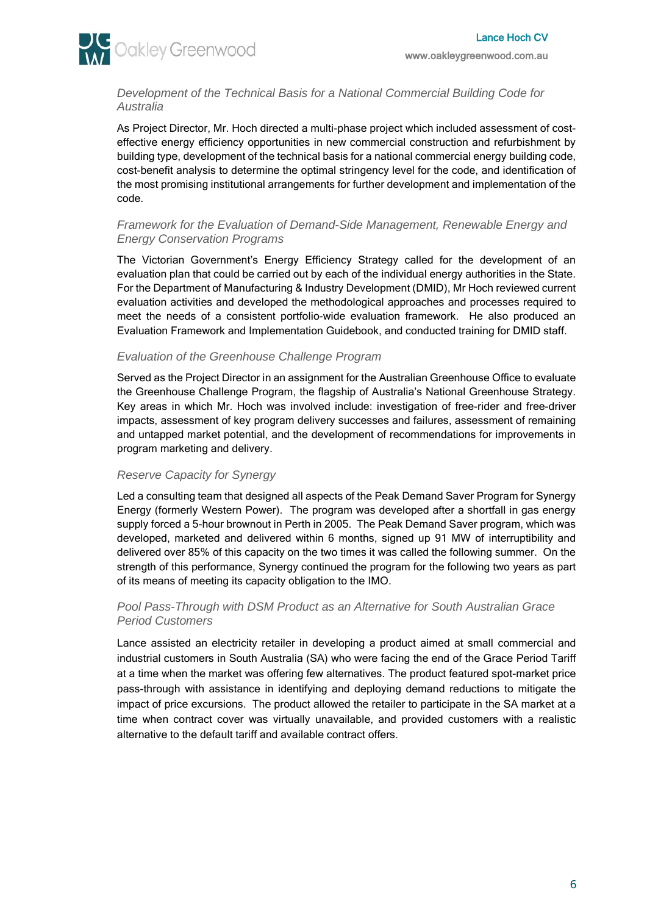### *Development of the Technical Basis for a National Commercial Building Code for Australia*

As Project Director, Mr. Hoch directed a multi-phase project which included assessment of cost-effective energy efficiency opportunities in new commercial construction and refurbishment by building type, development of the technical basis for a national commercial energy building code, cost-benefit analysis to determine the optimal stringency level for the code, and identification of the most promising institutional arrangements for further development and implementation of the code.

### *Framework for the Evaluation of Demand-Side Management, Renewable Energy and Energy Conservation Programs*

The Victorian Government's Energy Efficiency Strategy called for the development of an evaluation plan that could be carried out by each of the individual energy authorities in the State. For the Department of Manufacturing & Industry Development (DMID), Mr Hoch reviewed current evaluation activities and developed the methodological approaches and processes required to meet the needs of a consistent portfolio-wide evaluation framework. He also produced an Evaluation Framework and Implementation Guidebook, and conducted training for DMID staff.

### *Evaluation of the Greenhouse Challenge Program*

Served as the Project Director in an assignment for the Australian Greenhouse Office to evaluate the Greenhouse Challenge Program, the flagship of Australia's National Greenhouse Strategy. Key areas in which Mr. Hoch was involved include: investigation of free-rider and free-driver impacts, assessment of key program delivery successes and failures, assessment of remaining and untapped market potential, and the development of recommendations for improvements in program marketing and delivery.

### *Reserve Capacity for Synergy*

Led a consulting team that designed all aspects of the Peak Demand Saver Program for Synergy Energy (formerly Western Power). The program was developed after a shortfall in gas energy supply forced a 5-hour brownout in Perth in 2005. The Peak Demand Saver program, which was developed, marketed and delivered within 6 months, signed up 91 MW of interruptibility and delivered over 85% of this capacity on the two times it was called the following summer. On the strength of this performance, Synergy continued the program for the following two years as part of its means of meeting its capacity obligation to the IMO.

### *Pool Pass-Through with DSM Product as an Alternative for South Australian Grace Period Customers*

Lance assisted an electricity retailer in developing a product aimed at small commercial and industrial customers in South Australia (SA) who were facing the end of the Grace Period Tariff at a time when the market was offering few alternatives. The product featured spot-market price pass-through with assistance in identifying and deploying demand reductions to mitigate the impact of price excursions. The product allowed the retailer to participate in the SA market at a time when contract cover was virtually unavailable, and provided customers with a realistic alternative to the default tariff and available contract offers.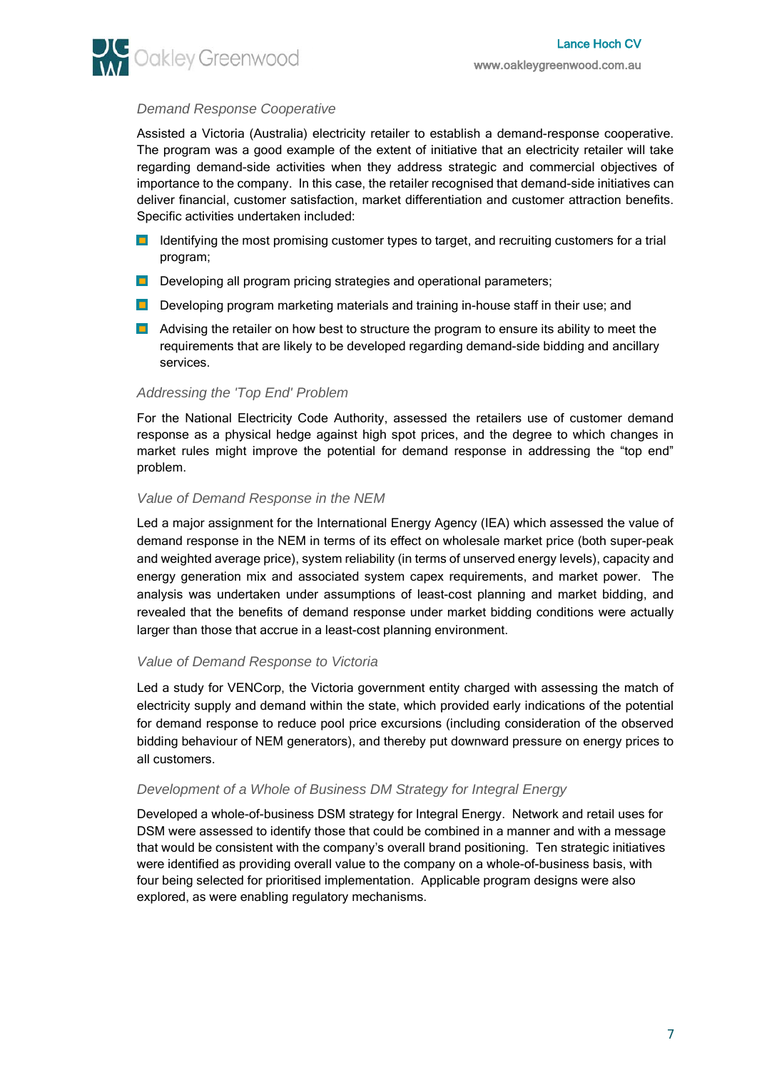*Demand Response Cooperative*

Assisted a Victoria (Australia) electricity retailer to establish a demand-response cooperative. The program was a good example of the extent of initiative that an electricity retailer will take regarding demand-side activities when they address strategic and commercial objectives of importance to the company. In this case, the retailer recognised that demand-side initiatives can deliver financial, customer satisfaction, market differentiation and customer attraction benefits. Specific activities undertaken included:

- Identifying the most promising customer types to target, and recruiting customers for a trial program;
- Developing all program pricing strategies and operational parameters;
- Developing program marketing materials and training in-house staff in their use; and
- Advising the retailer on how best to structure the program to ensure its ability to meet the requirements that are likely to be developed regarding demand-side bidding and ancillary services.

*Addressing the 'Top End' Problem*

For the National Electricity Code Authority, assessed the retailers use of customer demand response as a physical hedge against high spot prices, and the degree to which changes in market rules might improve the potential for demand response in addressing the "top end" problem.

*Value of Demand Response in the NEM*

Led a major assignment for the International Energy Agency (IEA) which assessed the value of demand response in the NEM in terms of its effect on wholesale market price (both super-peak and weighted average price), system reliability (in terms of unserved energy levels), capacity and energy generation mix and associated system capex requirements, and market power. The analysis was undertaken under assumptions of least-cost planning and market bidding, and revealed that the benefits of demand response under market bidding conditions were actually larger than those that accrue in a least-cost planning environment.

*Value of Demand Response to Victoria*

Led a study for VENCorp, the Victoria government entity charged with assessing the match of electricity supply and demand within the state, which provided early indications of the potential for demand response to reduce pool price excursions (including consideration of the observed bidding behaviour of NEM generators), and thereby put downward pressure on energy prices to all customers.

*Development of a Whole of Business DM Strategy for Integral Energy*

Developed a whole-of-business DSM strategy for Integral Energy. Network and retail uses for DSM were assessed to identify those that could be combined in a manner and with a message that would be consistent with the company's overall brand positioning. Ten strategic initiatives were identified as providing overall value to the company on a whole-of-business basis, with four being selected for prioritised implementation. Applicable program designs were also explored, as were enabling regulatory mechanisms.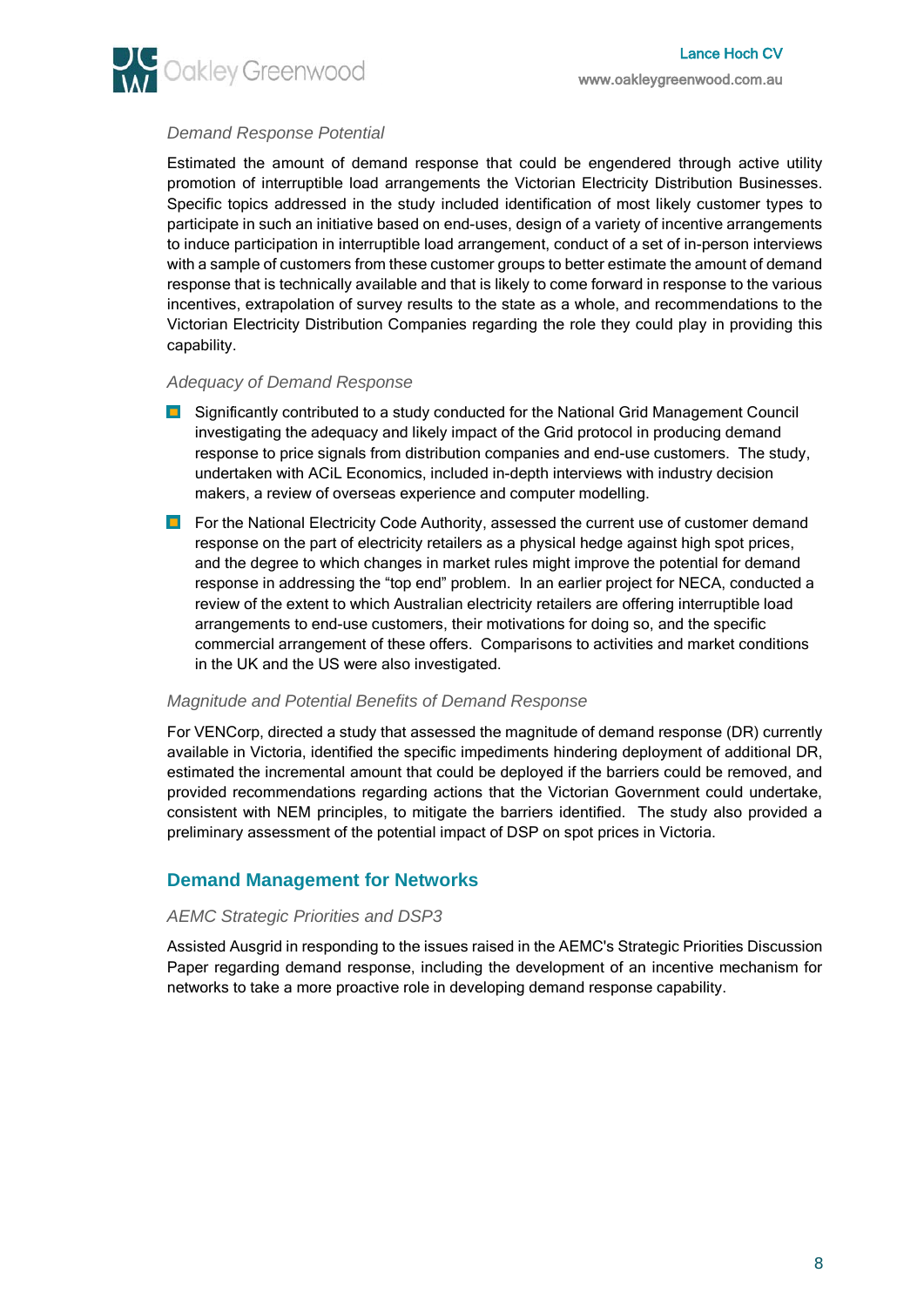*Demand Response Potential*

Estimated the amount of demand response that could be engendered through active utility promotion of interruptible load arrangements the Victorian Electricity Distribution Businesses. Specific topics addressed in the study included identification of most likely customer types to participate in such an initiative based on end-uses, design of a variety of incentive arrangements to induce participation in interruptible load arrangement, conduct of a set of in-person interviews with a sample of customers from these customer groups to better estimate the amount of demand response that is technically available and that is likely to come forward in response to the various incentives, extrapolation of survey results to the state as a whole, and recommendations to the Victorian Electricity Distribution Companies regarding the role they could play in providing this capability.

*Adequacy of Demand Response*

- Significantly contributed to a study conducted for the National Grid Management Council investigating the adequacy and likely impact of the Grid protocol in producing demand response to price signals from distribution companies and end-use customers. The study, undertaken with ACiL Economics, included in-depth interviews with industry decision makers, a review of overseas experience and computer modelling.
- For the National Electricity Code Authority, assessed the current use of customer demand response on the part of electricity retailers as a physical hedge against high spot prices, and the degree to which changes in market rules might improve the potential for demand response in addressing the "top end" problem. In an earlier project for NECA, conducted a review of the extent to which Australian electricity retailers are offering interruptible load arrangements to end-use customers, their motivations for doing so, and the specific commercial arrangement of these offers. Comparisons to activities and market conditions in the UK and the US were also investigated.

*Magnitude and Potential Benefits of Demand Response*

For VENCorp, directed a study that assessed the magnitude of demand response (DR) currently available in Victoria, identified the specific impediments hindering deployment of additional DR, estimated the incremental amount that could be deployed if the barriers could be removed, and provided recommendations regarding actions that the Victorian Government could undertake, consistent with NEM principles, to mitigate the barriers identified. The study also provided a preliminary assessment of the potential impact of DSP on spot prices in Victoria.

## Demand Management for Networks

*AEMC Strategic Priorities and DSP3*

Assisted Ausgrid in responding to the issues raised in the AEMC's Strategic Priorities Discussion Paper regarding demand response, including the development of an incentive mechanism for networks to take a more proactive role in developing demand response capability.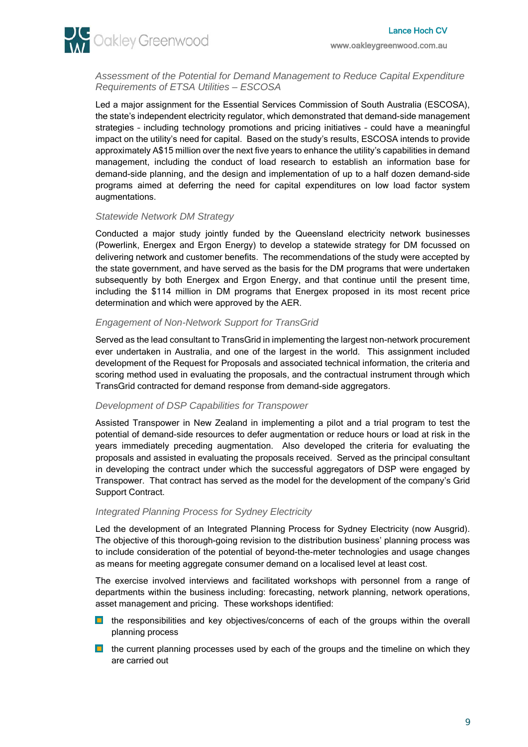### *Assessment of the Potential for Demand Management to Reduce Capital Expenditure Requirements of ETSA Utilities – ESCOSA*

Led a major assignment for the Essential Services Commission of South Australia (ESCOSA), the state's independent electricity regulator, which demonstrated that demand-side management strategies – including technology promotions and pricing initiatives – could have a meaningful impact on the utility's need for capital. Based on the study's results, ESCOSA intends to provide approximately A$15 million over the next five years to enhance the utility's capabilities in demand management, including the conduct of load research to establish an information base for demand-side planning, and the design and implementation of up to a half dozen demand-side programs aimed at deferring the need for capital expenditures on low load factor system augmentations.

### *Statewide Network DM Strategy*

Conducted a major study jointly funded by the Queensland electricity network businesses (Powerlink, Energex and Ergon Energy) to develop a statewide strategy for DM focussed on delivering network and customer benefits. The recommendations of the study were accepted by the state government, and have served as the basis for the DM programs that were undertaken subsequently by both Energex and Ergon Energy, and that continue until the present time, including the $114 million in DM programs that Energex proposed in its most recent price determination and which were approved by the AER.

### *Engagement of Non-Network Support for TransGrid*

Served as the lead consultant to TransGrid in implementing the largest non-network procurement ever undertaken in Australia, and one of the largest in the world. This assignment included development of the Request for Proposals and associated technical information, the criteria and scoring method used in evaluating the proposals, and the contractual instrument through which TransGrid contracted for demand response from demand-side aggregators.

### *Development of DSP Capabilities for Transpower*

Assisted Transpower in New Zealand in implementing a pilot and a trial program to test the potential of demand-side resources to defer augmentation or reduce hours or load at risk in the years immediately preceding augmentation. Also developed the criteria for evaluating the proposals and assisted in evaluating the proposals received. Served as the principal consultant in developing the contract under which the successful aggregators of DSP were engaged by Transpower. That contract has served as the model for the development of the company's Grid Support Contract.

### *Integrated Planning Process for Sydney Electricity*

Led the development of an Integrated Planning Process for Sydney Electricity (now Ausgrid). The objective of this thorough-going revision to the distribution business' planning process was to include consideration of the potential of beyond-the-meter technologies and usage changes as means for meeting aggregate consumer demand on a localised level at least cost.

The exercise involved interviews and facilitated workshops with personnel from a range of departments within the business including: forecasting, network planning, network operations, asset management and pricing. These workshops identified:

- the responsibilities and key objectives/concerns of each of the groups within the overall planning process
- the current planning processes used by each of the groups and the timeline on which they are carried out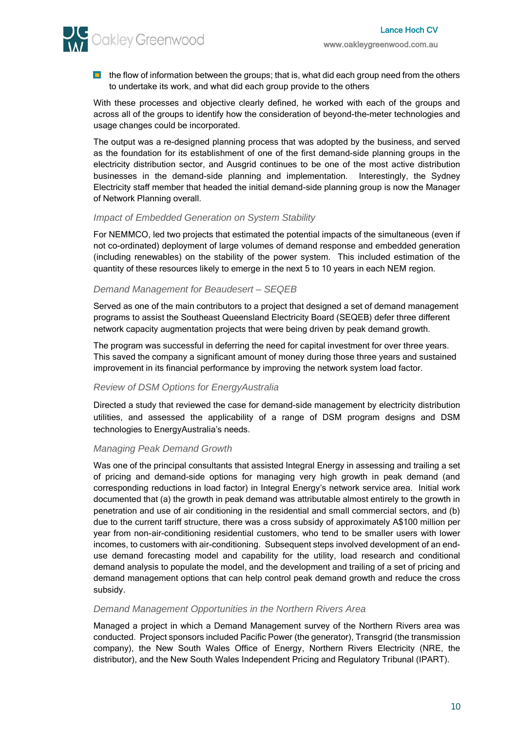- the flow of information between the groups; that is, what did each group need from the others to undertake its work, and what did each group provide to the others

With these processes and objective clearly defined, he worked with each of the groups and across all of the groups to identify how the consideration of beyond-the-meter technologies and usage changes could be incorporated.

The output was a re-designed planning process that was adopted by the business, and served as the foundation for its establishment of one of the first demand-side planning groups in the electricity distribution sector, and Ausgrid continues to be one of the most active distribution businesses in the demand-side planning and implementation. Interestingly, the Sydney Electricity staff member that headed the initial demand-side planning group is now the Manager of Network Planning overall.

### *Impact of Embedded Generation on System Stability*

For NEMMCO, led two projects that estimated the potential impacts of the simultaneous (even if not co-ordinated) deployment of large volumes of demand response and embedded generation (including renewables) on the stability of the power system. This included estimation of the quantity of these resources likely to emerge in the next 5 to 10 years in each NEM region.

### *Demand Management for Beaudesert – SEQEB*

Served as one of the main contributors to a project that designed a set of demand management programs to assist the Southeast Queensland Electricity Board (SEQEB) defer three different network capacity augmentation projects that were being driven by peak demand growth.

The program was successful in deferring the need for capital investment for over three years. This saved the company a significant amount of money during those three years and sustained improvement in its financial performance by improving the network system load factor.

### *Review of DSM Options for EnergyAustralia*

Directed a study that reviewed the case for demand-side management by electricity distribution utilities, and assessed the applicability of a range of DSM program designs and DSM technologies to EnergyAustralia's needs.

### *Managing Peak Demand Growth*

Was one of the principal consultants that assisted Integral Energy in assessing and trailing a set of pricing and demand-side options for managing very high growth in peak demand (and corresponding reductions in load factor) in Integral Energy's network service area. Initial work documented that (a) the growth in peak demand was attributable almost entirely to the growth in penetration and use of air conditioning in the residential and small commercial sectors, and (b) due to the current tariff structure, there was a cross subsidy of approximately A$100 million per year from non-air-conditioning residential customers, who tend to be smaller users with lower incomes, to customers with air-conditioning. Subsequent steps involved development of an end-use demand forecasting model and capability for the utility, load research and conditional demand analysis to populate the model, and the development and trailing of a set of pricing and demand management options that can help control peak demand growth and reduce the cross subsidy.

### *Demand Management Opportunities in the Northern Rivers Area*

Managed a project in which a Demand Management survey of the Northern Rivers area was conducted. Project sponsors included Pacific Power (the generator), Transgrid (the transmission company), the New South Wales Office of Energy, Northern Rivers Electricity (NRE, the distributor), and the New South Wales Independent Pricing and Regulatory Tribunal (IPART).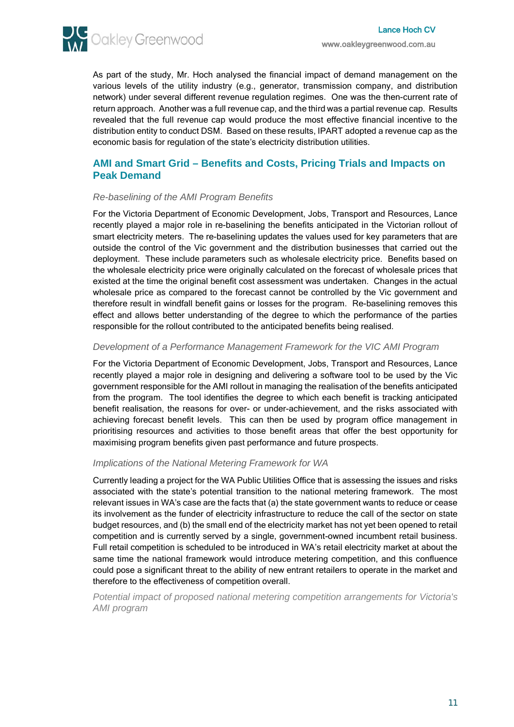As part of the study, Mr. Hoch analysed the financial impact of demand management on the various levels of the utility industry (e.g., generator, transmission company, and distribution network) under several different revenue regulation regimes. One was the then-current rate of return approach. Another was a full revenue cap, and the third was a partial revenue cap. Results revealed that the full revenue cap would produce the most effective financial incentive to the distribution entity to conduct DSM. Based on these results, IPART adopted a revenue cap as the economic basis for regulation of the state's electricity distribution utilities.

## AMI and Smart Grid – Benefits and Costs, Pricing Trials and Impacts on Peak Demand

### *Re-baselining of the AMI Program Benefits*

For the Victoria Department of Economic Development, Jobs, Transport and Resources, Lance recently played a major role in re-baselining the benefits anticipated in the Victorian rollout of smart electricity meters. The re-baselining updates the values used for key parameters that are outside the control of the Vic government and the distribution businesses that carried out the deployment. These include parameters such as wholesale electricity price. Benefits based on the wholesale electricity price were originally calculated on the forecast of wholesale prices that existed at the time the original benefit cost assessment was undertaken. Changes in the actual wholesale price as compared to the forecast cannot be controlled by the Vic government and therefore result in windfall benefit gains or losses for the program. Re-baselining removes this effect and allows better understanding of the degree to which the performance of the parties responsible for the rollout contributed to the anticipated benefits being realised.

### *Development of a Performance Management Framework for the VIC AMI Program*

For the Victoria Department of Economic Development, Jobs, Transport and Resources, Lance recently played a major role in designing and delivering a software tool to be used by the Vic government responsible for the AMI rollout in managing the realisation of the benefits anticipated from the program. The tool identifies the degree to which each benefit is tracking anticipated benefit realisation, the reasons for over- or under-achievement, and the risks associated with achieving forecast benefit levels. This can then be used by program office management in prioritising resources and activities to those benefit areas that offer the best opportunity for maximising program benefits given past performance and future prospects.

### *Implications of the National Metering Framework for WA*

Currently leading a project for the WA Public Utilities Office that is assessing the issues and risks associated with the state's potential transition to the national metering framework. The most relevant issues in WA's case are the facts that (a) the state government wants to reduce or cease its involvement as the funder of electricity infrastructure to reduce the call of the sector on state budget resources, and (b) the small end of the electricity market has not yet been opened to retail competition and is currently served by a single, government-owned incumbent retail business. Full retail competition is scheduled to be introduced in WA's retail electricity market at about the same time the national framework would introduce metering competition, and this confluence could pose a significant threat to the ability of new entrant retailers to operate in the market and therefore to the effectiveness of competition overall.

### *Potential impact of proposed national metering competition arrangements for Victoria's AMI program*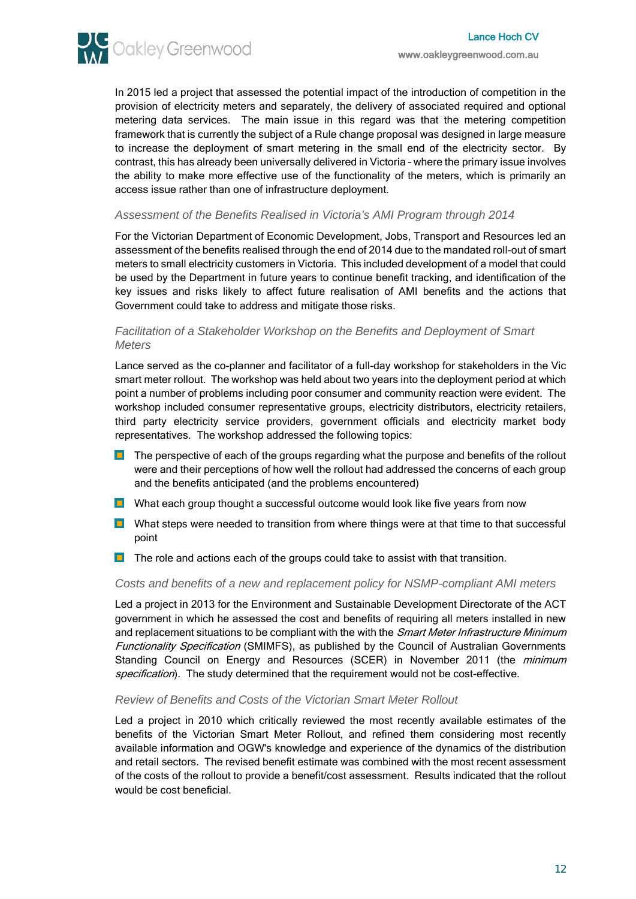In 2015 led a project that assessed the potential impact of the introduction of competition in the provision of electricity meters and separately, the delivery of associated required and optional metering data services. The main issue in this regard was that the metering competition framework that is currently the subject of a Rule change proposal was designed in large measure to increase the deployment of smart metering in the small end of the electricity sector. By contrast, this has already been universally delivered in Victoria – where the primary issue involves the ability to make more effective use of the functionality of the meters, which is primarily an access issue rather than one of infrastructure deployment.

### *Assessment of the Benefits Realised in Victoria's AMI Program through 2014*

For the Victorian Department of Economic Development, Jobs, Transport and Resources led an assessment of the benefits realised through the end of 2014 due to the mandated roll-out of smart meters to small electricity customers in Victoria. This included development of a model that could be used by the Department in future years to continue benefit tracking, and identification of the key issues and risks likely to affect future realisation of AMI benefits and the actions that Government could take to address and mitigate those risks.

### *Facilitation of a Stakeholder Workshop on the Benefits and Deployment of Smart Meters*

Lance served as the co-planner and facilitator of a full-day workshop for stakeholders in the Vic smart meter rollout. The workshop was held about two years into the deployment period at which point a number of problems including poor consumer and community reaction were evident. The workshop included consumer representative groups, electricity distributors, electricity retailers, third party electricity service providers, government officials and electricity market body representatives. The workshop addressed the following topics:

- The perspective of each of the groups regarding what the purpose and benefits of the rollout were and their perceptions of how well the rollout had addressed the concerns of each group and the benefits anticipated (and the problems encountered)
- What each group thought a successful outcome would look like five years from now
- What steps were needed to transition from where things were at that time to that successful point
- The role and actions each of the groups could take to assist with that transition.

### *Costs and benefits of a new and replacement policy for NSMP-compliant AMI meters*

Led a project in 2013 for the Environment and Sustainable Development Directorate of the ACT government in which he assessed the cost and benefits of requiring all meters installed in new and replacement situations to be compliant with the with the *Smart Meter Infrastructure Minimum Functionality Specification* (SMIMFS), as published by the Council of Australian Governments Standing Council on Energy and Resources (SCER) in November 2011 (the *minimum specification*). The study determined that the requirement would not be cost-effective.

### *Review of Benefits and Costs of the Victorian Smart Meter Rollout*

Led a project in 2010 which critically reviewed the most recently available estimates of the benefits of the Victorian Smart Meter Rollout, and refined them considering most recently available information and OGW's knowledge and experience of the dynamics of the distribution and retail sectors. The revised benefit estimate was combined with the most recent assessment of the costs of the rollout to provide a benefit/cost assessment. Results indicated that the rollout would be cost beneficial.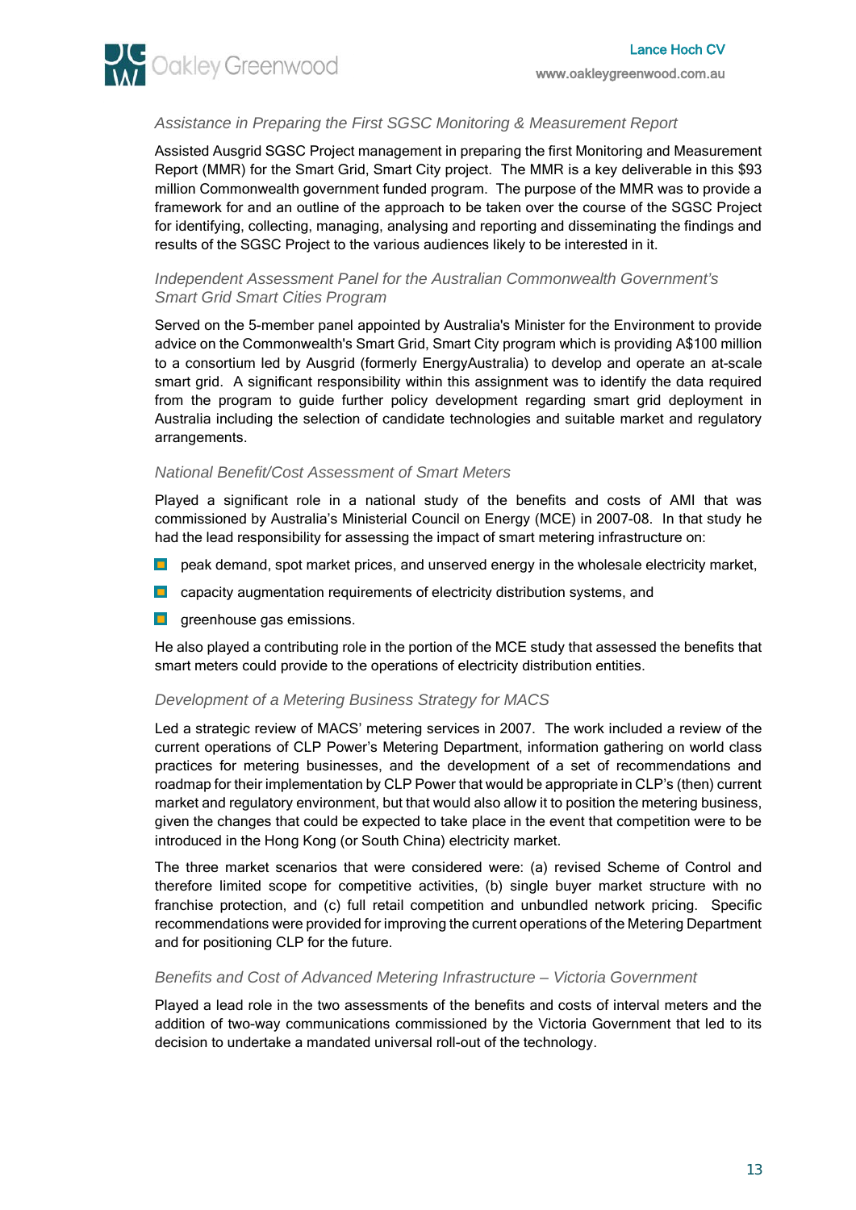### *Assistance in Preparing the First SGSC Monitoring & Measurement Report*

Assisted Ausgrid SGSC Project management in preparing the first Monitoring and Measurement Report (MMR) for the Smart Grid, Smart City project. The MMR is a key deliverable in this $93 million Commonwealth government funded program. The purpose of the MMR was to provide a framework for and an outline of the approach to be taken over the course of the SGSC Project for identifying, collecting, managing, analysing and reporting and disseminating the findings and results of the SGSC Project to the various audiences likely to be interested in it.

### *Independent Assessment Panel for the Australian Commonwealth Government's Smart Grid Smart Cities Program*

Served on the 5-member panel appointed by Australia's Minister for the Environment to provide advice on the Commonwealth's Smart Grid, Smart City program which is providing A$100 million to a consortium led by Ausgrid (formerly EnergyAustralia) to develop and operate an at-scale smart grid. A significant responsibility within this assignment was to identify the data required from the program to guide further policy development regarding smart grid deployment in Australia including the selection of candidate technologies and suitable market and regulatory arrangements.

### *National Benefit/Cost Assessment of Smart Meters*

Played a significant role in a national study of the benefits and costs of AMI that was commissioned by Australia's Ministerial Council on Energy (MCE) in 2007-08. In that study he had the lead responsibility for assessing the impact of smart metering infrastructure on:

- peak demand, spot market prices, and unserved energy in the wholesale electricity market,
- capacity augmentation requirements of electricity distribution systems, and
- greenhouse gas emissions.

He also played a contributing role in the portion of the MCE study that assessed the benefits that smart meters could provide to the operations of electricity distribution entities.

### *Development of a Metering Business Strategy for MACS*

Led a strategic review of MACS' metering services in 2007. The work included a review of the current operations of CLP Power's Metering Department, information gathering on world class practices for metering businesses, and the development of a set of recommendations and roadmap for their implementation by CLP Power that would be appropriate in CLP's (then) current market and regulatory environment, but that would also allow it to position the metering business, given the changes that could be expected to take place in the event that competition were to be introduced in the Hong Kong (or South China) electricity market.

The three market scenarios that were considered were: (a) revised Scheme of Control and therefore limited scope for competitive activities, (b) single buyer market structure with no franchise protection, and (c) full retail competition and unbundled network pricing. Specific recommendations were provided for improving the current operations of the Metering Department and for positioning CLP for the future.

### *Benefits and Cost of Advanced Metering Infrastructure – Victoria Government*

Played a lead role in the two assessments of the benefits and costs of interval meters and the addition of two-way communications commissioned by the Victoria Government that led to its decision to undertake a mandated universal roll-out of the technology.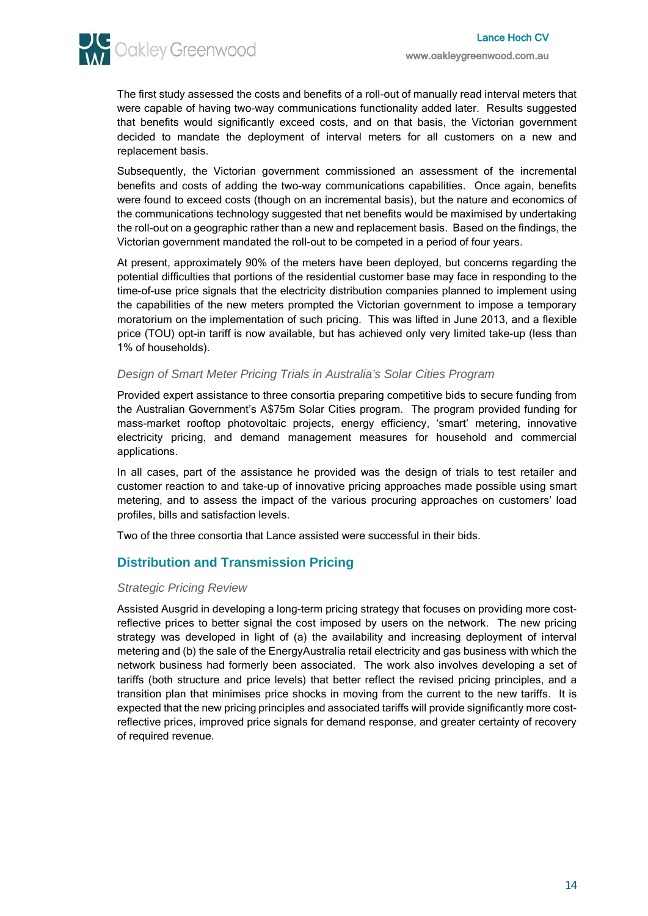The first study assessed the costs and benefits of a roll-out of manually read interval meters that were capable of having two-way communications functionality added later. Results suggested that benefits would significantly exceed costs, and on that basis, the Victorian government decided to mandate the deployment of interval meters for all customers on a new and replacement basis.

Subsequently, the Victorian government commissioned an assessment of the incremental benefits and costs of adding the two-way communications capabilities. Once again, benefits were found to exceed costs (though on an incremental basis), but the nature and economics of the communications technology suggested that net benefits would be maximised by undertaking the roll-out on a geographic rather than a new and replacement basis. Based on the findings, the Victorian government mandated the roll-out to be competed in a period of four years.

At present, approximately 90% of the meters have been deployed, but concerns regarding the potential difficulties that portions of the residential customer base may face in responding to the time-of-use price signals that the electricity distribution companies planned to implement using the capabilities of the new meters prompted the Victorian government to impose a temporary moratorium on the implementation of such pricing. This was lifted in June 2013, and a flexible price (TOU) opt-in tariff is now available, but has achieved only very limited take-up (less than 1% of households).

### *Design of Smart Meter Pricing Trials in Australia's Solar Cities Program*

Provided expert assistance to three consortia preparing competitive bids to secure funding from the Australian Government's A$75m Solar Cities program. The program provided funding for mass-market rooftop photovoltaic projects, energy efficiency, 'smart' metering, innovative electricity pricing, and demand management measures for household and commercial applications.

In all cases, part of the assistance he provided was the design of trials to test retailer and customer reaction to and take-up of innovative pricing approaches made possible using smart metering, and to assess the impact of the various procuring approaches on customers' load profiles, bills and satisfaction levels.

Two of the three consortia that Lance assisted were successful in their bids.

## Distribution and Transmission Pricing

### *Strategic Pricing Review*

Assisted Ausgrid in developing a long-term pricing strategy that focuses on providing more cost-reflective prices to better signal the cost imposed by users on the network. The new pricing strategy was developed in light of (a) the availability and increasing deployment of interval metering and (b) the sale of the EnergyAustralia retail electricity and gas business with which the network business had formerly been associated. The work also involves developing a set of tariffs (both structure and price levels) that better reflect the revised pricing principles, and a transition plan that minimises price shocks in moving from the current to the new tariffs. It is expected that the new pricing principles and associated tariffs will provide significantly more cost-reflective prices, improved price signals for demand response, and greater certainty of recovery of required revenue.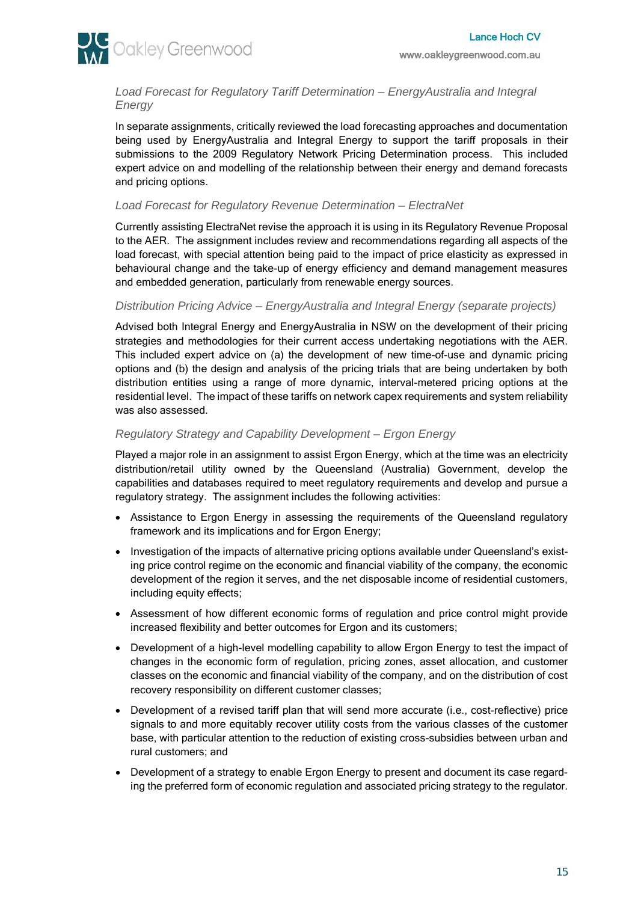*Load Forecast for Regulatory Tariff Determination – EnergyAustralia and Integral Energy*

In separate assignments, critically reviewed the load forecasting approaches and documentation being used by EnergyAustralia and Integral Energy to support the tariff proposals in their submissions to the 2009 Regulatory Network Pricing Determination process. This included expert advice on and modelling of the relationship between their energy and demand forecasts and pricing options.

*Load Forecast for Regulatory Revenue Determination – ElectraNet*

Currently assisting ElectraNet revise the approach it is using in its Regulatory Revenue Proposal to the AER. The assignment includes review and recommendations regarding all aspects of the load forecast, with special attention being paid to the impact of price elasticity as expressed in behavioural change and the take-up of energy efficiency and demand management measures and embedded generation, particularly from renewable energy sources.

*Distribution Pricing Advice – EnergyAustralia and Integral Energy (separate projects)*

Advised both Integral Energy and EnergyAustralia in NSW on the development of their pricing strategies and methodologies for their current access undertaking negotiations with the AER. This included expert advice on (a) the development of new time-of-use and dynamic pricing options and (b) the design and analysis of the pricing trials that are being undertaken by both distribution entities using a range of more dynamic, interval-metered pricing options at the residential level. The impact of these tariffs on network capex requirements and system reliability was also assessed.

*Regulatory Strategy and Capability Development – Ergon Energy*

Played a major role in an assignment to assist Ergon Energy, which at the time was an electricity distribution/retail utility owned by the Queensland (Australia) Government, develop the capabilities and databases required to meet regulatory requirements and develop and pursue a regulatory strategy. The assignment includes the following activities:

- Assistance to Ergon Energy in assessing the requirements of the Queensland regulatory framework and its implications and for Ergon Energy;
- Investigation of the impacts of alternative pricing options available under Queensland's existing price control regime on the economic and financial viability of the company, the economic development of the region it serves, and the net disposable income of residential customers, including equity effects;
- Assessment of how different economic forms of regulation and price control might provide increased flexibility and better outcomes for Ergon and its customers;
- Development of a high-level modelling capability to allow Ergon Energy to test the impact of changes in the economic form of regulation, pricing zones, asset allocation, and customer classes on the economic and financial viability of the company, and on the distribution of cost recovery responsibility on different customer classes;
- Development of a revised tariff plan that will send more accurate (i.e., cost-reflective) price signals to and more equitably recover utility costs from the various classes of the customer base, with particular attention to the reduction of existing cross-subsidies between urban and rural customers; and
- Development of a strategy to enable Ergon Energy to present and document its case regarding the preferred form of economic regulation and associated pricing strategy to the regulator.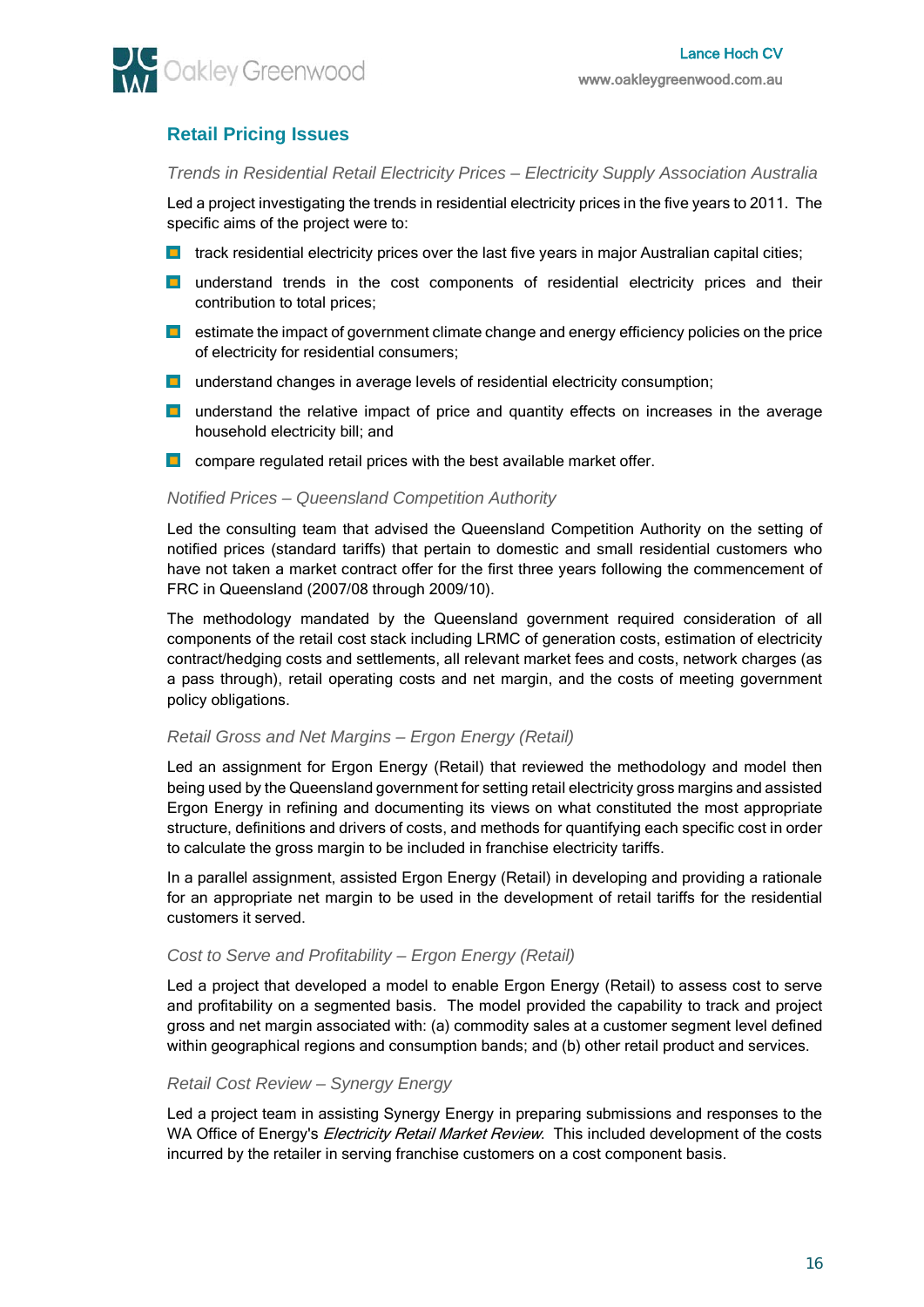## Retail Pricing Issues

### *Trends in Residential Retail Electricity Prices – Electricity Supply Association Australia*

Led a project investigating the trends in residential electricity prices in the five years to 2011. The specific aims of the project were to:

- track residential electricity prices over the last five years in major Australian capital cities;
- understand trends in the cost components of residential electricity prices and their contribution to total prices;
- estimate the impact of government climate change and energy efficiency policies on the price of electricity for residential consumers;
- understand changes in average levels of residential electricity consumption;
- understand the relative impact of price and quantity effects on increases in the average household electricity bill; and
- compare regulated retail prices with the best available market offer.

### *Notified Prices – Queensland Competition Authority*

Led the consulting team that advised the Queensland Competition Authority on the setting of notified prices (standard tariffs) that pertain to domestic and small residential customers who have not taken a market contract offer for the first three years following the commencement of FRC in Queensland (2007/08 through 2009/10).

The methodology mandated by the Queensland government required consideration of all components of the retail cost stack including LRMC of generation costs, estimation of electricity contract/hedging costs and settlements, all relevant market fees and costs, network charges (as a pass through), retail operating costs and net margin, and the costs of meeting government policy obligations.

### *Retail Gross and Net Margins – Ergon Energy (Retail)*

Led an assignment for Ergon Energy (Retail) that reviewed the methodology and model then being used by the Queensland government for setting retail electricity gross margins and assisted Ergon Energy in refining and documenting its views on what constituted the most appropriate structure, definitions and drivers of costs, and methods for quantifying each specific cost in order to calculate the gross margin to be included in franchise electricity tariffs.

In a parallel assignment, assisted Ergon Energy (Retail) in developing and providing a rationale for an appropriate net margin to be used in the development of retail tariffs for the residential customers it served.

### *Cost to Serve and Profitability – Ergon Energy (Retail)*

Led a project that developed a model to enable Ergon Energy (Retail) to assess cost to serve and profitability on a segmented basis. The model provided the capability to track and project gross and net margin associated with: (a) commodity sales at a customer segment level defined within geographical regions and consumption bands; and (b) other retail product and services.

### *Retail Cost Review – Synergy Energy*

Led a project team in assisting Synergy Energy in preparing submissions and responses to the WA Office of Energy's *Electricity Retail Market Review*. This included development of the costs incurred by the retailer in serving franchise customers on a cost component basis.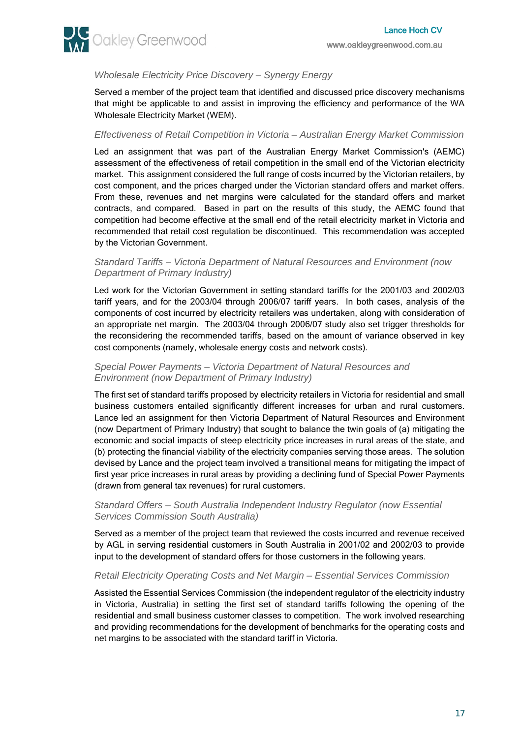*Wholesale Electricity Price Discovery – Synergy Energy*

Served a member of the project team that identified and discussed price discovery mechanisms that might be applicable to and assist in improving the efficiency and performance of the WA Wholesale Electricity Market (WEM).

*Effectiveness of Retail Competition in Victoria – Australian Energy Market Commission*

Led an assignment that was part of the Australian Energy Market Commission's (AEMC) assessment of the effectiveness of retail competition in the small end of the Victorian electricity market. This assignment considered the full range of costs incurred by the Victorian retailers, by cost component, and the prices charged under the Victorian standard offers and market offers. From these, revenues and net margins were calculated for the standard offers and market contracts, and compared. Based in part on the results of this study, the AEMC found that competition had become effective at the small end of the retail electricity market in Victoria and recommended that retail cost regulation be discontinued. This recommendation was accepted by the Victorian Government.

*Standard Tariffs – Victoria Department of Natural Resources and Environment (now Department of Primary Industry)*

Led work for the Victorian Government in setting standard tariffs for the 2001/03 and 2002/03 tariff years, and for the 2003/04 through 2006/07 tariff years. In both cases, analysis of the components of cost incurred by electricity retailers was undertaken, along with consideration of an appropriate net margin. The 2003/04 through 2006/07 study also set trigger thresholds for the reconsidering the recommended tariffs, based on the amount of variance observed in key cost components (namely, wholesale energy costs and network costs).

*Special Power Payments – Victoria Department of Natural Resources and Environment (now Department of Primary Industry)*

The first set of standard tariffs proposed by electricity retailers in Victoria for residential and small business customers entailed significantly different increases for urban and rural customers. Lance led an assignment for then Victoria Department of Natural Resources and Environment (now Department of Primary Industry) that sought to balance the twin goals of (a) mitigating the economic and social impacts of steep electricity price increases in rural areas of the state, and (b) protecting the financial viability of the electricity companies serving those areas. The solution devised by Lance and the project team involved a transitional means for mitigating the impact of first year price increases in rural areas by providing a declining fund of Special Power Payments (drawn from general tax revenues) for rural customers.

*Standard Offers – South Australia Independent Industry Regulator (now Essential Services Commission South Australia)*

Served as a member of the project team that reviewed the costs incurred and revenue received by AGL in serving residential customers in South Australia in 2001/02 and 2002/03 to provide input to the development of standard offers for those customers in the following years.

*Retail Electricity Operating Costs and Net Margin – Essential Services Commission*

Assisted the Essential Services Commission (the independent regulator of the electricity industry in Victoria, Australia) in setting the first set of standard tariffs following the opening of the residential and small business customer classes to competition. The work involved researching and providing recommendations for the development of benchmarks for the operating costs and net margins to be associated with the standard tariff in Victoria.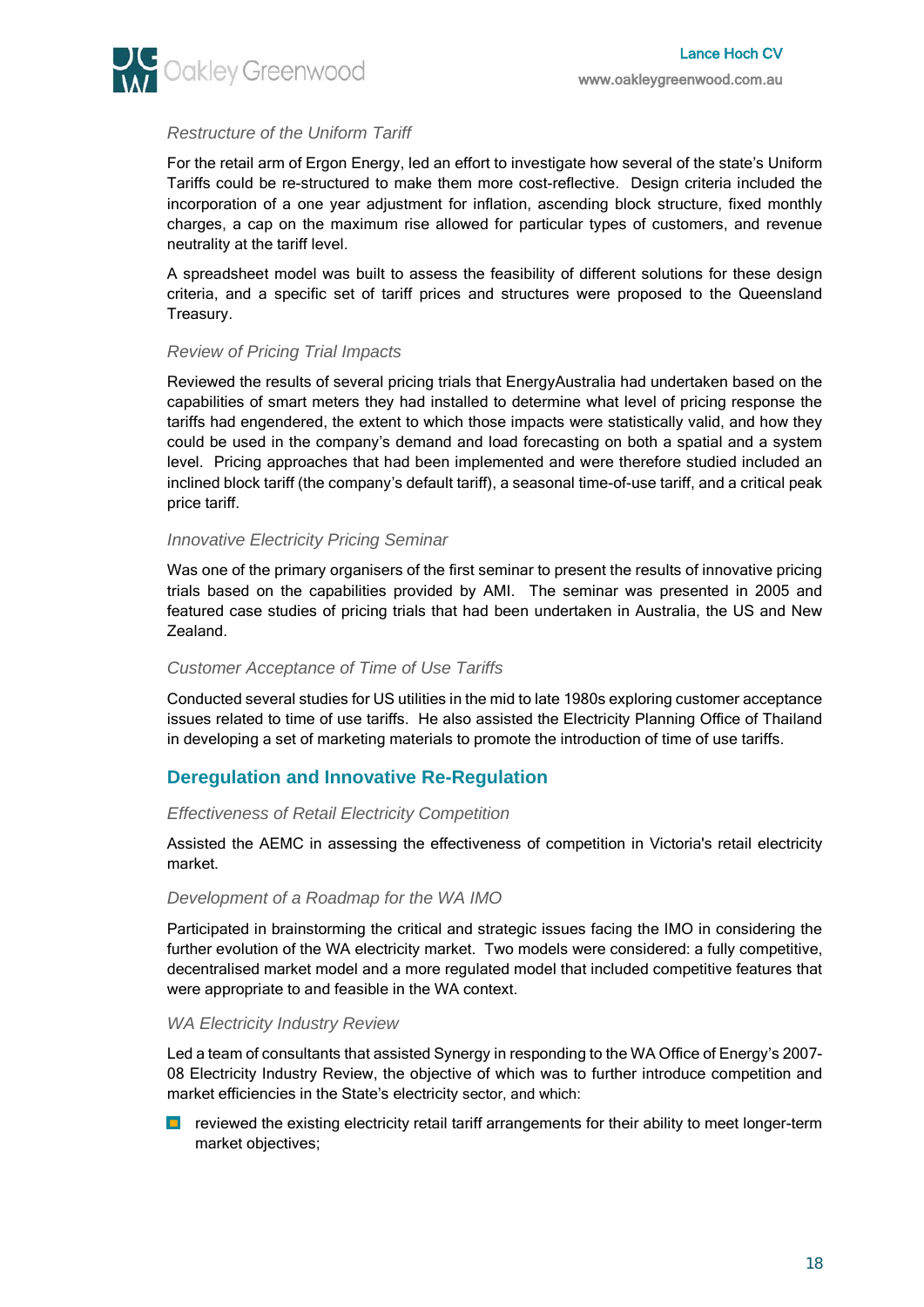### *Restructure of the Uniform Tariff*

For the retail arm of Ergon Energy, led an effort to investigate how several of the state's Uniform Tariffs could be re-structured to make them more cost-reflective. Design criteria included the incorporation of a one year adjustment for inflation, ascending block structure, fixed monthly charges, a cap on the maximum rise allowed for particular types of customers, and revenue neutrality at the tariff level.

A spreadsheet model was built to assess the feasibility of different solutions for these design criteria, and a specific set of tariff prices and structures were proposed to the Queensland Treasury.

### *Review of Pricing Trial Impacts*

Reviewed the results of several pricing trials that EnergyAustralia had undertaken based on the capabilities of smart meters they had installed to determine what level of pricing response the tariffs had engendered, the extent to which those impacts were statistically valid, and how they could be used in the company's demand and load forecasting on both a spatial and a system level. Pricing approaches that had been implemented and were therefore studied included an inclined block tariff (the company's default tariff), a seasonal time-of-use tariff, and a critical peak price tariff.

### *Innovative Electricity Pricing Seminar*

Was one of the primary organisers of the first seminar to present the results of innovative pricing trials based on the capabilities provided by AMI. The seminar was presented in 2005 and featured case studies of pricing trials that had been undertaken in Australia, the US and New Zealand.

### *Customer Acceptance of Time of Use Tariffs*

Conducted several studies for US utilities in the mid to late 1980s exploring customer acceptance issues related to time of use tariffs. He also assisted the Electricity Planning Office of Thailand in developing a set of marketing materials to promote the introduction of time of use tariffs.

## Deregulation and Innovative Re-Regulation

### *Effectiveness of Retail Electricity Competition*

Assisted the AEMC in assessing the effectiveness of competition in Victoria's retail electricity market.

### *Development of a Roadmap for the WA IMO*

Participated in brainstorming the critical and strategic issues facing the IMO in considering the further evolution of the WA electricity market. Two models were considered: a fully competitive, decentralised market model and a more regulated model that included competitive features that were appropriate to and feasible in the WA context.

### *WA Electricity Industry Review*

Led a team of consultants that assisted Synergy in responding to the WA Office of Energy's 2007-08 Electricity Industry Review, the objective of which was to further introduce competition and market efficiencies in the State's electricity sector, and which:

- reviewed the existing electricity retail tariff arrangements for their ability to meet longer-term market objectives;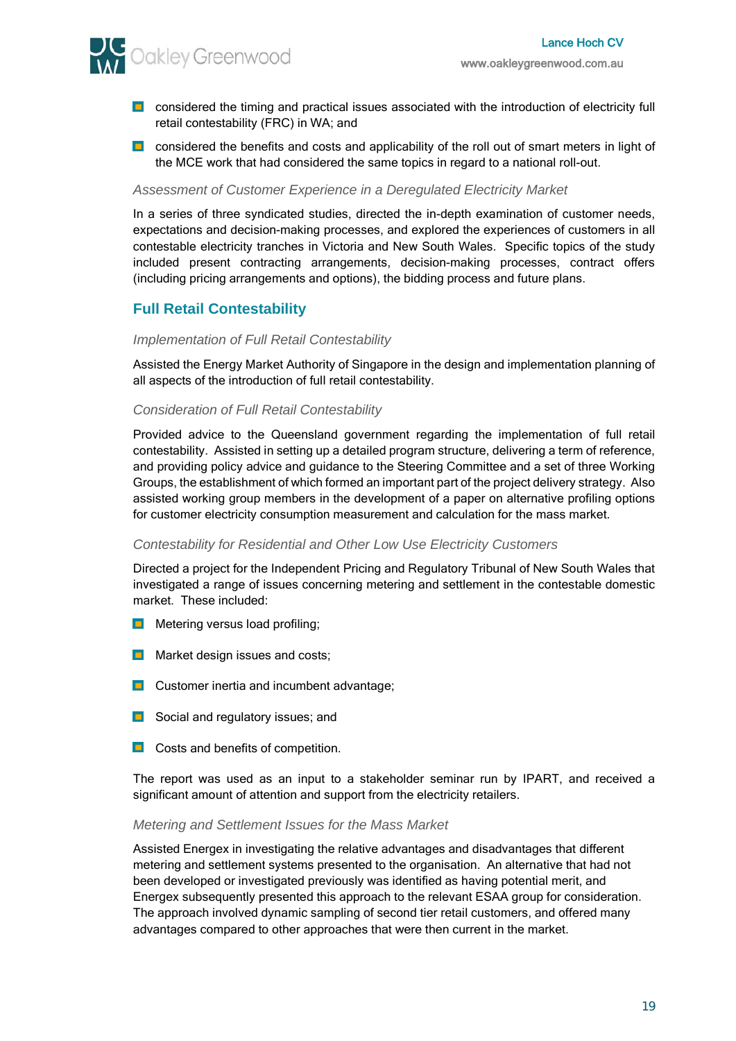- considered the timing and practical issues associated with the introduction of electricity full retail contestability (FRC) in WA; and
- considered the benefits and costs and applicability of the roll out of smart meters in light of the MCE work that had considered the same topics in regard to a national roll-out.

*Assessment of Customer Experience in a Deregulated Electricity Market*

In a series of three syndicated studies, directed the in-depth examination of customer needs, expectations and decision-making processes, and explored the experiences of customers in all contestable electricity tranches in Victoria and New South Wales. Specific topics of the study included present contracting arrangements, decision-making processes, contract offers (including pricing arrangements and options), the bidding process and future plans.

## Full Retail Contestability

*Implementation of Full Retail Contestability*

Assisted the Energy Market Authority of Singapore in the design and implementation planning of all aspects of the introduction of full retail contestability.

*Consideration of Full Retail Contestability*

Provided advice to the Queensland government regarding the implementation of full retail contestability. Assisted in setting up a detailed program structure, delivering a term of reference, and providing policy advice and guidance to the Steering Committee and a set of three Working Groups, the establishment of which formed an important part of the project delivery strategy. Also assisted working group members in the development of a paper on alternative profiling options for customer electricity consumption measurement and calculation for the mass market.

*Contestability for Residential and Other Low Use Electricity Customers*

Directed a project for the Independent Pricing and Regulatory Tribunal of New South Wales that investigated a range of issues concerning metering and settlement in the contestable domestic market. These included:

- Metering versus load profiling;
- Market design issues and costs;
- Customer inertia and incumbent advantage;
- Social and regulatory issues; and
- Costs and benefits of competition.

The report was used as an input to a stakeholder seminar run by IPART, and received a significant amount of attention and support from the electricity retailers.

*Metering and Settlement Issues for the Mass Market*

Assisted Energex in investigating the relative advantages and disadvantages that different metering and settlement systems presented to the organisation. An alternative that had not been developed or investigated previously was identified as having potential merit, and Energex subsequently presented this approach to the relevant ESAA group for consideration. The approach involved dynamic sampling of second tier retail customers, and offered many advantages compared to other approaches that were then current in the market.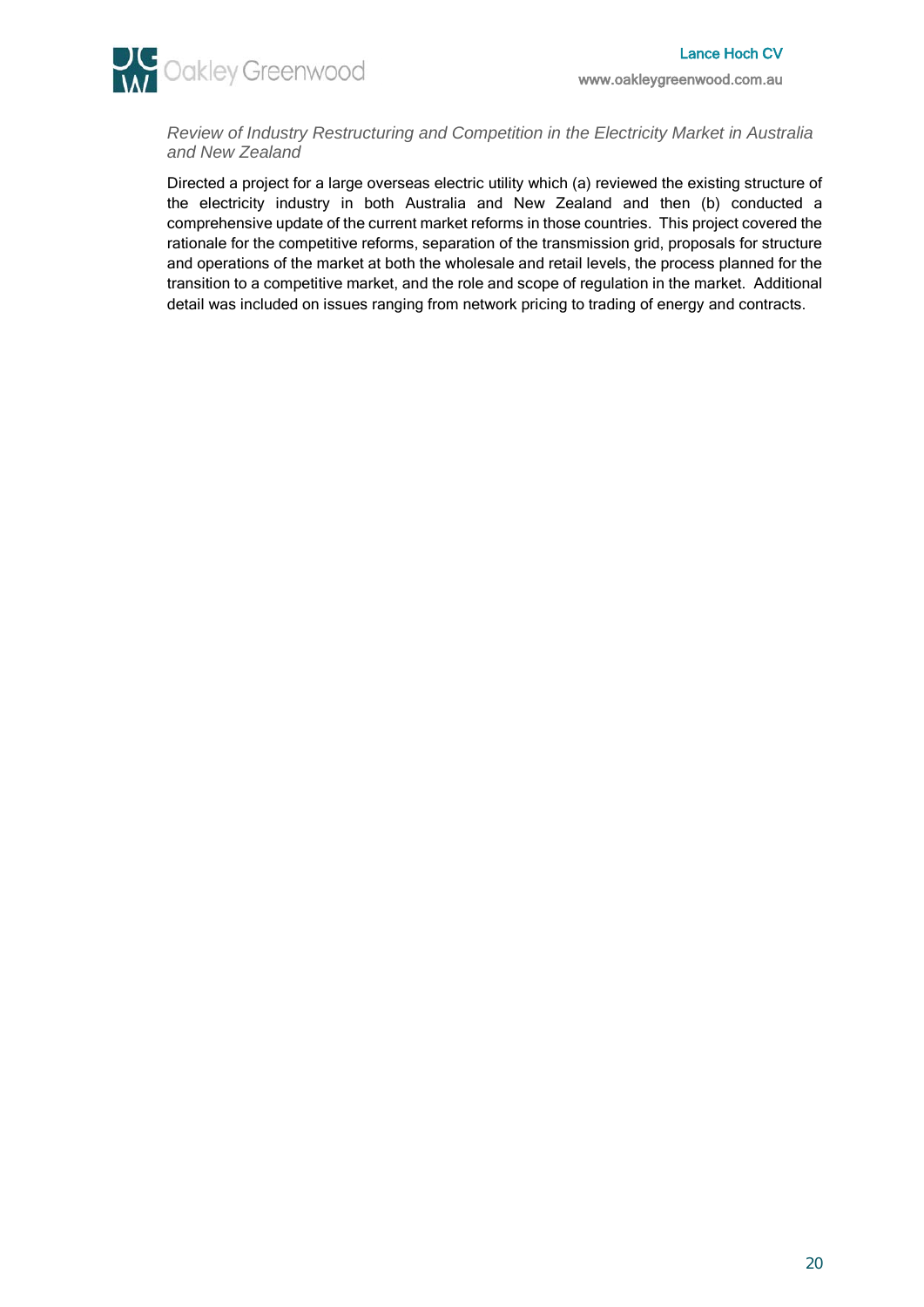*Review of Industry Restructuring and Competition in the Electricity Market in Australia and New Zealand*

Directed a project for a large overseas electric utility which (a) reviewed the existing structure of the electricity industry in both Australia and New Zealand and then (b) conducted a comprehensive update of the current market reforms in those countries. This project covered the rationale for the competitive reforms, separation of the transmission grid, proposals for structure and operations of the market at both the wholesale and retail levels, the process planned for the transition to a competitive market, and the role and scope of regulation in the market. Additional detail was included on issues ranging from network pricing to trading of energy and contracts.